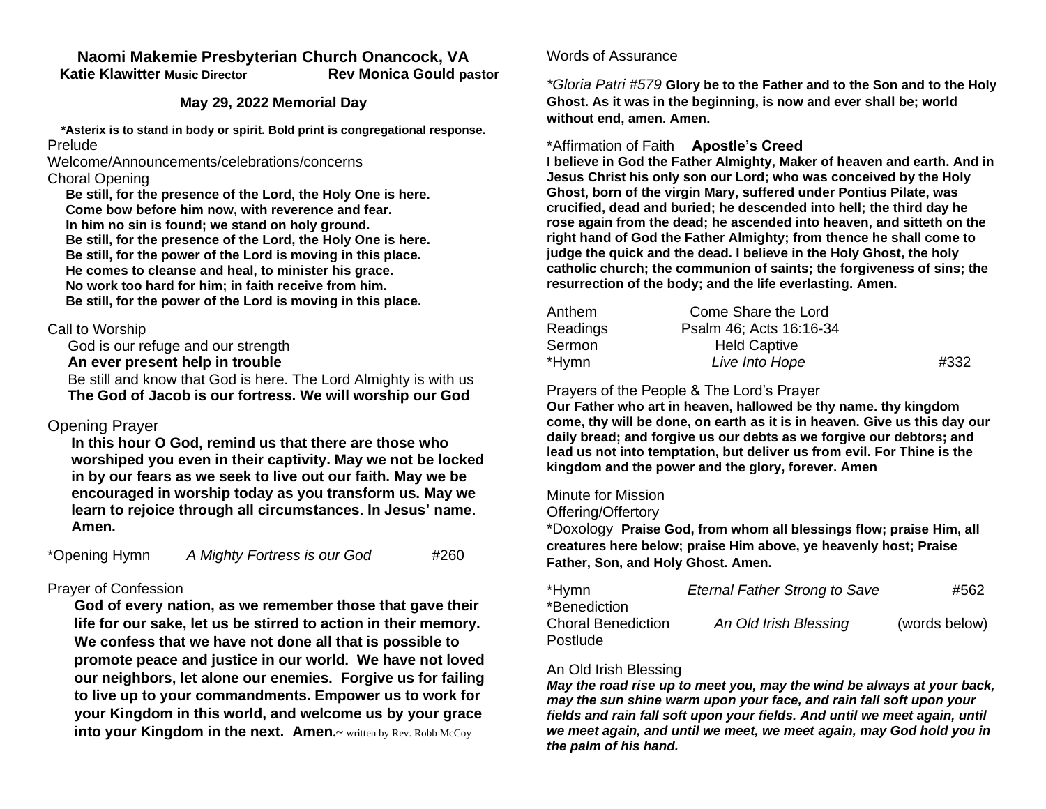# Naomi Makemie Presbyterian Church Onancock, VA

**Katie Klawitter Music Director** **Rev Monica Gould pastor**

## May 29, 2022 Memorial Day

**\*Asterix is to stand in body or spirit. Bold print is congregational response.**

Prelude

Welcome/Announcements/celebrations/concerns

Choral Opening

**Be still, for the presence of the Lord, the Holy One is here.**
**Come bow before him now, with reverence and fear.**
**In him no sin is found; we stand on holy ground.**
**Be still, for the presence of the Lord, the Holy One is here.**
**Be still, for the power of the Lord is moving in this place.**
**He comes to cleanse and heal, to minister his grace.**
**No work too hard for him; in faith receive from him.**
**Be still, for the power of the Lord is moving in this place.**

Call to Worship

God is our refuge and our strength
**An ever present help in trouble**
Be still and know that God is here. The Lord Almighty is with us
**The God of Jacob is our fortress. We will worship our God**

Opening Prayer

**In this hour O God, remind us that there are those who worshiped you even in their captivity. May we not be locked in by our fears as we seek to live out our faith. May we be encouraged in worship today as you transform us. May we learn to rejoice through all circumstances. In Jesus' name. Amen.**

\*Opening Hymn *A Mighty Fortress is our God* #260

Prayer of Confession

**God of every nation, as we remember those that gave their life for our sake, let us be stirred to action in their memory. We confess that we have not done all that is possible to promote peace and justice in our world. We have not loved our neighbors, let alone our enemies. Forgive us for failing to live up to your commandments. Empower us to work for your Kingdom in this world, and welcome us by your grace into your Kingdom in the next. Amen.**~ written by Rev. Robb McCoy

Words of Assurance

*\*Gloria Patri #579* **Glory be to the Father and to the Son and to the Holy Ghost. As it was in the beginning, is now and ever shall be; world without end, amen. Amen.**

\*Affirmation of Faith **Apostle's Creed**

**I believe in God the Father Almighty, Maker of heaven and earth. And in Jesus Christ his only son our Lord; who was conceived by the Holy Ghost, born of the virgin Mary, suffered under Pontius Pilate, was crucified, dead and buried; he descended into hell; the third day he rose again from the dead; he ascended into heaven, and sitteth on the right hand of God the Father Almighty; from thence he shall come to judge the quick and the dead. I believe in the Holy Ghost, the holy catholic church; the communion of saints; the forgiveness of sins; the resurrection of the body; and the life everlasting. Amen.**

Anthem Come Share the Lord
Readings Psalm 46; Acts 16:16-34
Sermon Held Captive
\*Hymn *Live Into Hope* #332

Prayers of the People & The Lord's Prayer

**Our Father who art in heaven, hallowed be thy name. thy kingdom come, thy will be done, on earth as it is in heaven. Give us this day our daily bread; and forgive us our debts as we forgive our debtors; and lead us not into temptation, but deliver us from evil. For Thine is the kingdom and the power and the glory, forever. Amen**

Minute for Mission

Offering/Offertory

\*Doxology **Praise God, from whom all blessings flow; praise Him, all creatures here below; praise Him above, ye heavenly host; Praise Father, Son, and Holy Ghost. Amen.**

\*Hymn *Eternal Father Strong to Save* #562
\*Benediction
Choral Benediction *An Old Irish Blessing* (words below)
Postlude

An Old Irish Blessing

***May the road rise up to meet you, may the wind be always at your back, may the sun shine warm upon your face, and rain fall soft upon your fields and rain fall soft upon your fields. And until we meet again, until we meet again, and until we meet, we meet again, may God hold you in the palm of his hand.***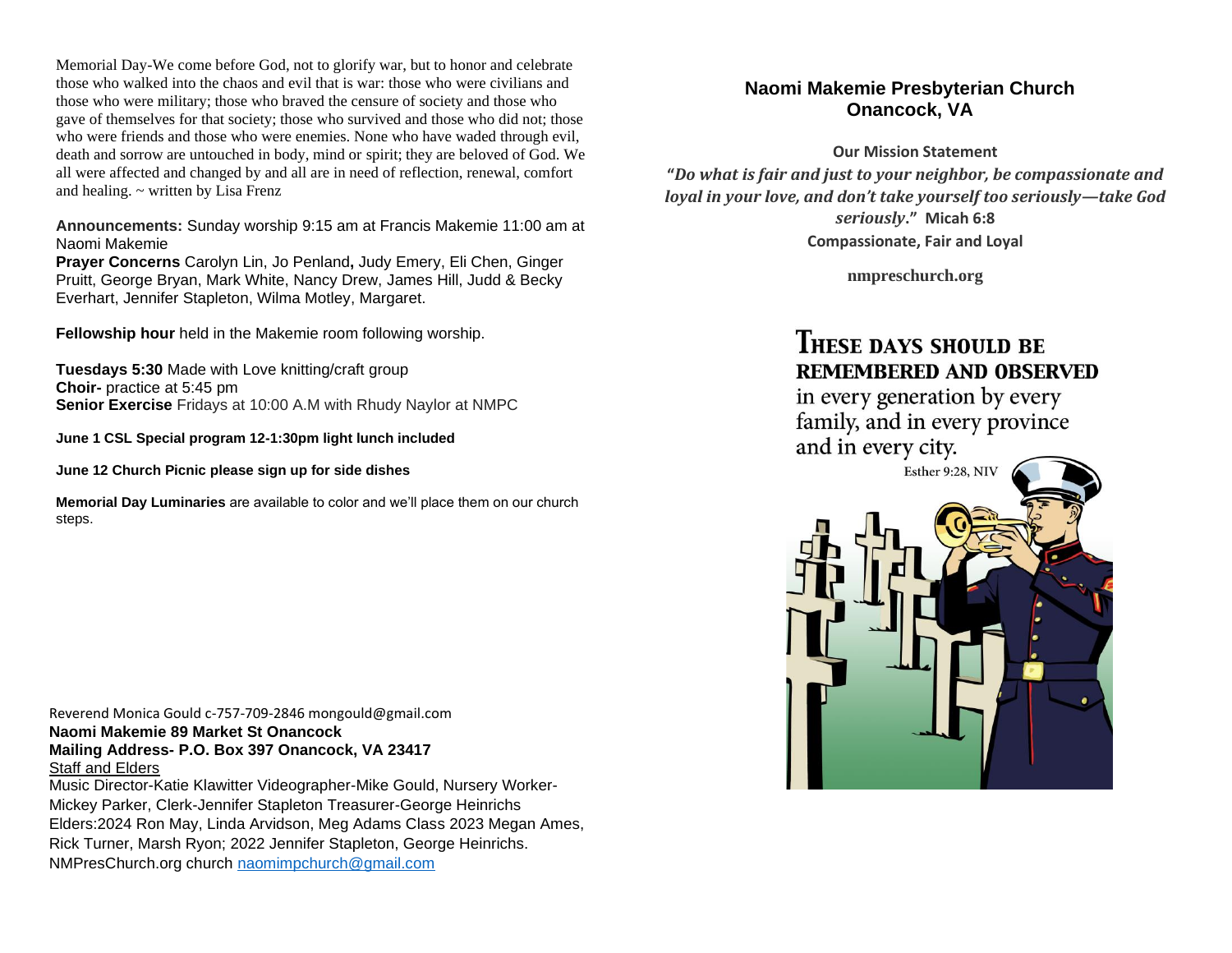Memorial Day-We come before God, not to glorify war, but to honor and celebrate those who walked into the chaos and evil that is war: those who were civilians and those who were military; those who braved the censure of society and those who gave of themselves for that society; those who survived and those who did not; those who were friends and those who were enemies. None who have waded through evil, death and sorrow are untouched in body, mind or spirit; they are beloved of God. We all were affected and changed by and all are in need of reflection, renewal, comfort and healing. ~ written by Lisa Frenz

**Announcements:** Sunday worship 9:15 am at Francis Makemie 11:00 am at Naomi Makemie

**Prayer Concerns** Carolyn Lin, Jo Penland**,** Judy Emery, Eli Chen, Ginger Pruitt, George Bryan, Mark White, Nancy Drew, James Hill, Judd & Becky Everhart, Jennifer Stapleton, Wilma Motley, Margaret.

**Fellowship hour** held in the Makemie room following worship.

**Tuesdays 5:30** Made with Love knitting/craft group
**Choir-** practice at 5:45 pm
**Senior Exercise** Fridays at 10:00 A.M with Rhudy Naylor at NMPC

**June 1 CSL Special program 12-1:30pm light lunch included**

**June 12 Church Picnic please sign up for side dishes**

**Memorial Day Luminaries** are available to color and we'll place them on our church steps.

Reverend Monica Gould c-757-709-2846 mongould@gmail.com
**Naomi Makemie 89 Market St Onancock**
**Mailing Address- P.O. Box 397 Onancock, VA 23417**
Staff and Elders
Music Director-Katie Klawitter Videographer-Mike Gould, Nursery Worker-Mickey Parker, Clerk-Jennifer Stapleton Treasurer-George Heinrichs
Elders:2024 Ron May, Linda Arvidson, Meg Adams Class 2023 Megan Ames, Rick Turner, Marsh Ryon; 2022 Jennifer Stapleton, George Heinrichs.
NMPresChurch.org church naomimpchurch@gmail.com

## Naomi Makemie Presbyterian Church
## Onancock, VA

**Our Mission Statement**

***"Do what is fair and just to your neighbor, be compassionate and loyal in your love, and don't take yourself too seriously—take God seriously."*** **Micah 6:8**

**Compassionate, Fair and Loyal**

**nmpreschurch.org**

THESE DAYS SHOULD BE REMEMBERED AND OBSERVED in every generation by every family, and in every province and in every city.

Esther 9:28, NIV